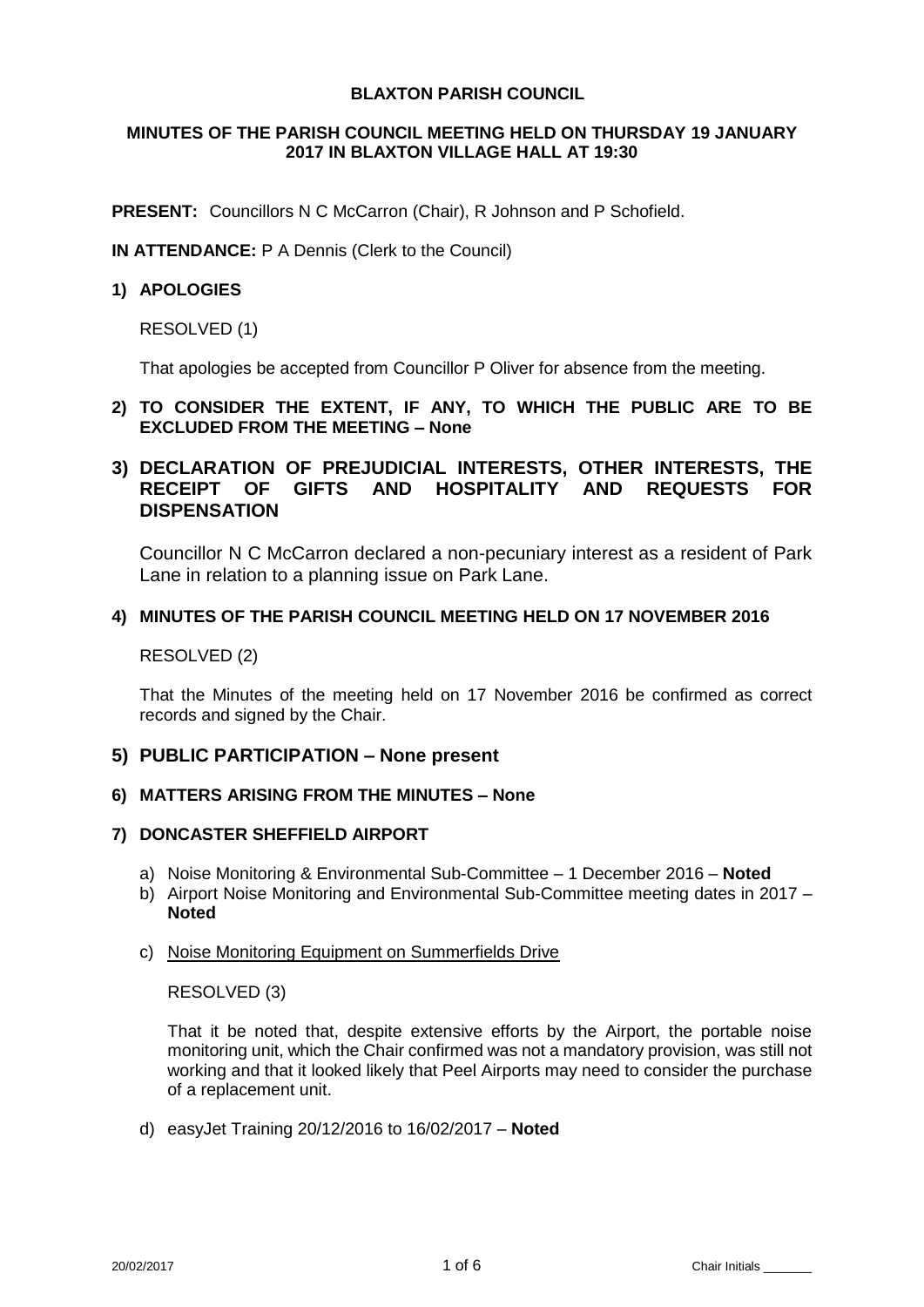# BLAXTON PARISH COUNCIL

## MINUTES OF THE PARISH COUNCIL MEETING HELD ON THURSDAY 19 JANUARY 2017 IN BLAXTON VILLAGE HALL AT 19:30

**PRESENT:** Councillors N C McCarron (Chair), R Johnson and P Schofield.

**IN ATTENDANCE:** P A Dennis (Clerk to the Council)

### 1) APOLOGIES

RESOLVED (1)

That apologies be accepted from Councillor P Oliver for absence from the meeting.

### 2) TO CONSIDER THE EXTENT, IF ANY, TO WHICH THE PUBLIC ARE TO BE EXCLUDED FROM THE MEETING – None

### 3) DECLARATION OF PREJUDICIAL INTERESTS, OTHER INTERESTS, THE RECEIPT OF GIFTS AND HOSPITALITY AND REQUESTS FOR DISPENSATION

Councillor N C McCarron declared a non-pecuniary interest as a resident of Park Lane in relation to a planning issue on Park Lane.

### 4) MINUTES OF THE PARISH COUNCIL MEETING HELD ON 17 NOVEMBER 2016

RESOLVED (2)

That the Minutes of the meeting held on 17 November 2016 be confirmed as correct records and signed by the Chair.

### 5) PUBLIC PARTICIPATION – None present

### 6) MATTERS ARISING FROM THE MINUTES – None

### 7) DONCASTER SHEFFIELD AIRPORT

a) Noise Monitoring & Environmental Sub-Committee – 1 December 2016 – **Noted**

b) Airport Noise Monitoring and Environmental Sub-Committee meeting dates in 2017 – **Noted**

c) Noise Monitoring Equipment on Summerfields Drive

RESOLVED (3)

That it be noted that, despite extensive efforts by the Airport, the portable noise monitoring unit, which the Chair confirmed was not a mandatory provision, was still not working and that it looked likely that Peel Airports may need to consider the purchase of a replacement unit.

d) easyJet Training 20/12/2016 to 16/02/2017 – **Noted**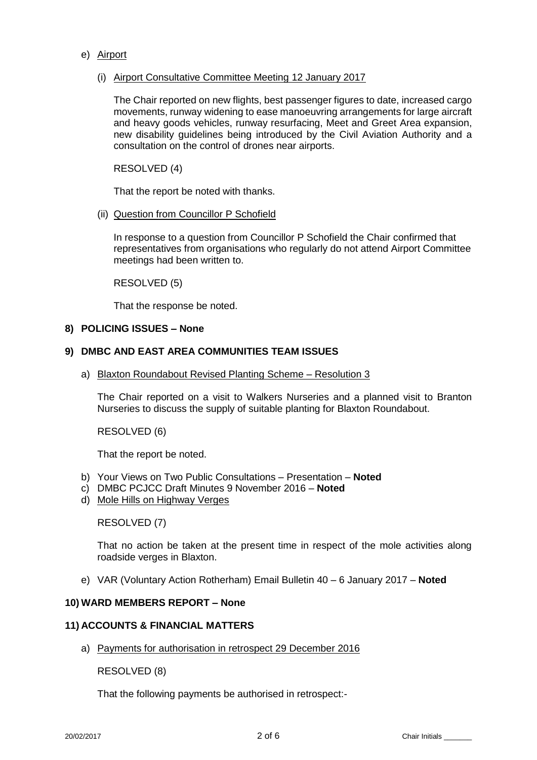e) Airport

   (i) Airport Consultative Committee Meeting 12 January 2017

   The Chair reported on new flights, best passenger figures to date, increased cargo movements, runway widening to ease manoeuvring arrangements for large aircraft and heavy goods vehicles, runway resurfacing, Meet and Greet Area expansion, new disability guidelines being introduced by the Civil Aviation Authority and a consultation on the control of drones near airports.

   RESOLVED (4)

   That the report be noted with thanks.

   (ii) Question from Councillor P Schofield

   In response to a question from Councillor P Schofield the Chair confirmed that representatives from organisations who regularly do not attend Airport Committee meetings had been written to.

   RESOLVED (5)

   That the response be noted.

**8) POLICING ISSUES – None**

**9) DMBC AND EAST AREA COMMUNITIES TEAM ISSUES**

a) Blaxton Roundabout Revised Planting Scheme – Resolution 3

   The Chair reported on a visit to Walkers Nurseries and a planned visit to Branton Nurseries to discuss the supply of suitable planting for Blaxton Roundabout.

   RESOLVED (6)

   That the report be noted.

b) Your Views on Two Public Consultations – Presentation – **Noted**
c) DMBC PCJCC Draft Minutes 9 November 2016 – **Noted**
d) Mole Hills on Highway Verges

   RESOLVED (7)

   That no action be taken at the present time in respect of the mole activities along roadside verges in Blaxton.

e) VAR (Voluntary Action Rotherham) Email Bulletin 40 – 6 January 2017 – **Noted**

**10) WARD MEMBERS REPORT – None**

**11) ACCOUNTS & FINANCIAL MATTERS**

a) Payments for authorisation in retrospect 29 December 2016

   RESOLVED (8)

   That the following payments be authorised in retrospect:-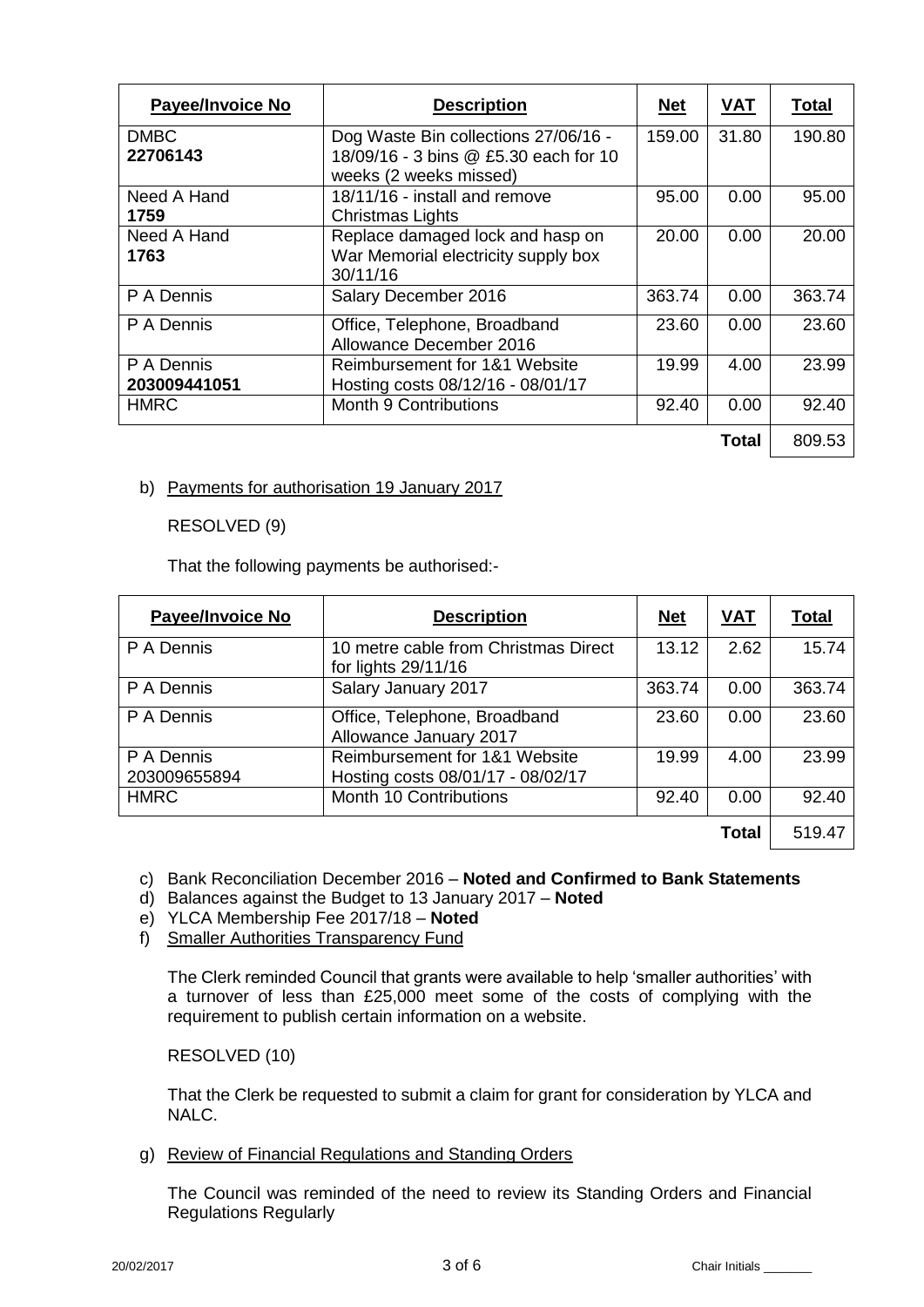| **Payee/Invoice No** | **Description** | **Net** | **VAT** | **Total** |
|---|---|---|---|---|
| DMBC **22706143** | Dog Waste Bin collections 27/06/16 - 18/09/16 - 3 bins @ £5.30 each for 10 weeks (2 weeks missed) | 159.00 | 31.80 | 190.80 |
| Need A Hand **1759** | 18/11/16 - install and remove Christmas Lights | 95.00 | 0.00 | 95.00 |
| Need A Hand **1763** | Replace damaged lock and hasp on War Memorial electricity supply box 30/11/16 | 20.00 | 0.00 | 20.00 |
| P A Dennis | Salary December 2016 | 363.74 | 0.00 | 363.74 |
| P A Dennis | Office, Telephone, Broadband Allowance December 2016 | 23.60 | 0.00 | 23.60 |
| P A Dennis **203009441051** | Reimbursement for 1&1 Website Hosting costs 08/12/16 - 08/01/17 | 19.99 | 4.00 | 23.99 |
| HMRC | Month 9 Contributions | 92.40 | 0.00 | 92.40 |
| | | | **Total** | 809.53 |

b) Payments for authorisation 19 January 2017

RESOLVED (9)

That the following payments be authorised:-

| **Payee/Invoice No** | **Description** | **Net** | **VAT** | **Total** |
|---|---|---|---|---|
| P A Dennis | 10 metre cable from Christmas Direct for lights 29/11/16 | 13.12 | 2.62 | 15.74 |
| P A Dennis | Salary January 2017 | 363.74 | 0.00 | 363.74 |
| P A Dennis | Office, Telephone, Broadband Allowance January 2017 | 23.60 | 0.00 | 23.60 |
| P A Dennis 203009655894 | Reimbursement for 1&1 Website Hosting costs 08/01/17 - 08/02/17 | 19.99 | 4.00 | 23.99 |
| HMRC | Month 10 Contributions | 92.40 | 0.00 | 92.40 |
| | | | **Total** | 519.47 |

c) Bank Reconciliation December 2016 – **Noted and Confirmed to Bank Statements**
d) Balances against the Budget to 13 January 2017 – **Noted**
e) YLCA Membership Fee 2017/18 – **Noted**
f) Smaller Authorities Transparency Fund

The Clerk reminded Council that grants were available to help 'smaller authorities' with a turnover of less than £25,000 meet some of the costs of complying with the requirement to publish certain information on a website.

RESOLVED (10)

That the Clerk be requested to submit a claim for grant for consideration by YLCA and NALC.

g) Review of Financial Regulations and Standing Orders

The Council was reminded of the need to review its Standing Orders and Financial Regulations Regularly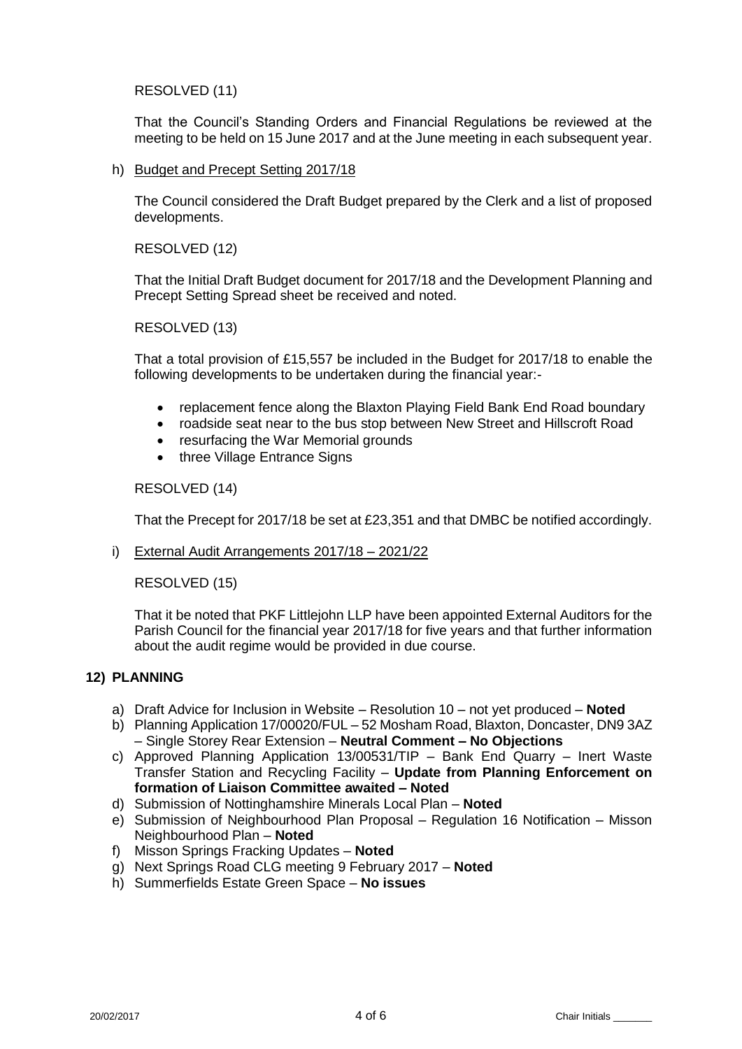RESOLVED (11)

That the Council's Standing Orders and Financial Regulations be reviewed at the meeting to be held on 15 June 2017 and at the June meeting in each subsequent year.

h) Budget and Precept Setting 2017/18

The Council considered the Draft Budget prepared by the Clerk and a list of proposed developments.

RESOLVED (12)

That the Initial Draft Budget document for 2017/18 and the Development Planning and Precept Setting Spread sheet be received and noted.

RESOLVED (13)

That a total provision of £15,557 be included in the Budget for 2017/18 to enable the following developments to be undertaken during the financial year:-

- replacement fence along the Blaxton Playing Field Bank End Road boundary
- roadside seat near to the bus stop between New Street and Hillscroft Road
- resurfacing the War Memorial grounds
- three Village Entrance Signs

RESOLVED (14)

That the Precept for 2017/18 be set at £23,351 and that DMBC be notified accordingly.

i) External Audit Arrangements 2017/18 – 2021/22

RESOLVED (15)

That it be noted that PKF Littlejohn LLP have been appointed External Auditors for the Parish Council for the financial year 2017/18 for five years and that further information about the audit regime would be provided in due course.

## 12) PLANNING

a) Draft Advice for Inclusion in Website – Resolution 10 – not yet produced – **Noted**
b) Planning Application 17/00020/FUL – 52 Mosham Road, Blaxton, Doncaster, DN9 3AZ – Single Storey Rear Extension – **Neutral Comment – No Objections**
c) Approved Planning Application 13/00531/TIP – Bank End Quarry – Inert Waste Transfer Station and Recycling Facility – **Update from Planning Enforcement on formation of Liaison Committee awaited – Noted**
d) Submission of Nottinghamshire Minerals Local Plan – **Noted**
e) Submission of Neighbourhood Plan Proposal – Regulation 16 Notification – Misson Neighbourhood Plan – **Noted**
f) Misson Springs Fracking Updates – **Noted**
g) Next Springs Road CLG meeting 9 February 2017 – **Noted**
h) Summerfields Estate Green Space – **No issues**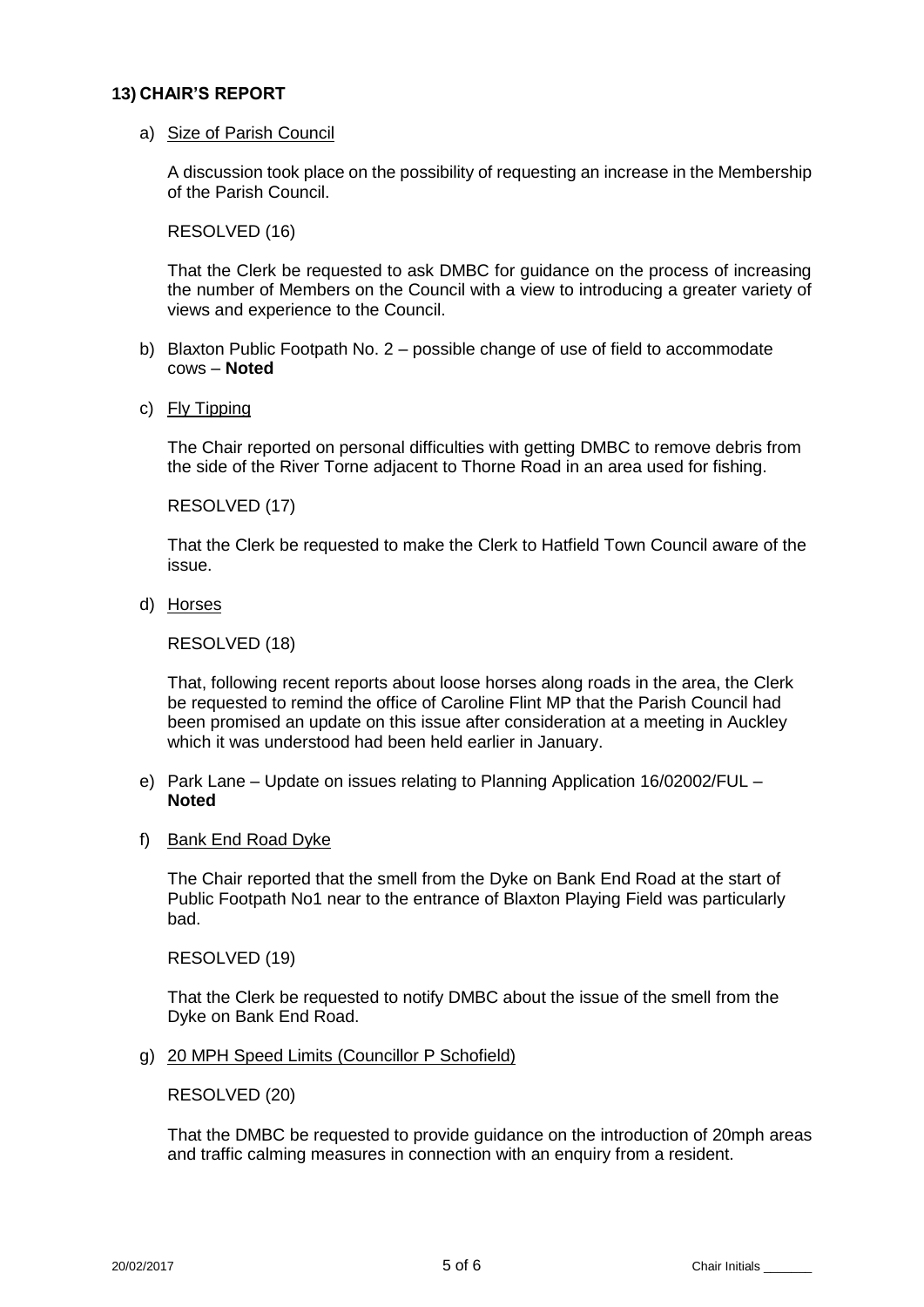## 13) CHAIR'S REPORT

a) Size of Parish Council

A discussion took place on the possibility of requesting an increase in the Membership of the Parish Council.

RESOLVED (16)

That the Clerk be requested to ask DMBC for guidance on the process of increasing the number of Members on the Council with a view to introducing a greater variety of views and experience to the Council.

b) Blaxton Public Footpath No. 2 – possible change of use of field to accommodate cows – **Noted**

c) Fly Tipping

The Chair reported on personal difficulties with getting DMBC to remove debris from the side of the River Torne adjacent to Thorne Road in an area used for fishing.

RESOLVED (17)

That the Clerk be requested to make the Clerk to Hatfield Town Council aware of the issue.

d) Horses

RESOLVED (18)

That, following recent reports about loose horses along roads in the area, the Clerk be requested to remind the office of Caroline Flint MP that the Parish Council had been promised an update on this issue after consideration at a meeting in Auckley which it was understood had been held earlier in January.

e) Park Lane – Update on issues relating to Planning Application 16/02002/FUL – **Noted**

f) Bank End Road Dyke

The Chair reported that the smell from the Dyke on Bank End Road at the start of Public Footpath No1 near to the entrance of Blaxton Playing Field was particularly bad.

RESOLVED (19)

That the Clerk be requested to notify DMBC about the issue of the smell from the Dyke on Bank End Road.

g) 20 MPH Speed Limits (Councillor P Schofield)

RESOLVED (20)

That the DMBC be requested to provide guidance on the introduction of 20mph areas and traffic calming measures in connection with an enquiry from a resident.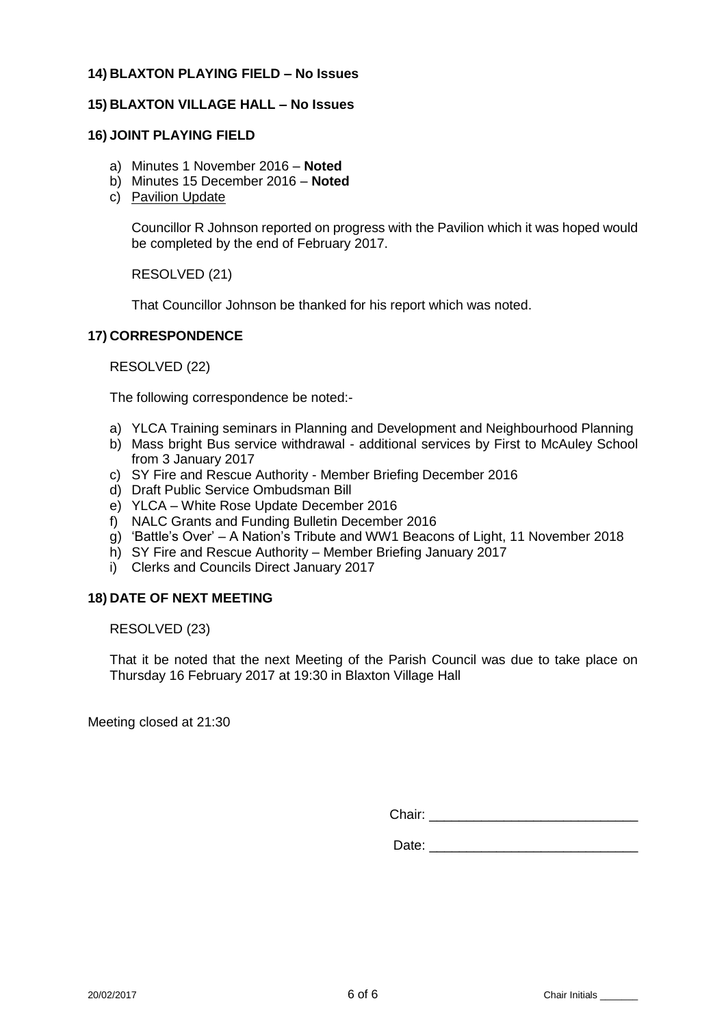**14) BLAXTON PLAYING FIELD – No Issues**

**15) BLAXTON VILLAGE HALL – No Issues**

**16) JOINT PLAYING FIELD**

a) Minutes 1 November 2016 – **Noted**
b) Minutes 15 December 2016 – **Noted**
c) Pavilion Update

Councillor R Johnson reported on progress with the Pavilion which it was hoped would be completed by the end of February 2017.

RESOLVED (21)

That Councillor Johnson be thanked for his report which was noted.

**17) CORRESPONDENCE**

RESOLVED (22)

The following correspondence be noted:-

a) YLCA Training seminars in Planning and Development and Neighbourhood Planning
b) Mass bright Bus service withdrawal - additional services by First to McAuley School from 3 January 2017
c) SY Fire and Rescue Authority - Member Briefing December 2016
d) Draft Public Service Ombudsman Bill
e) YLCA – White Rose Update December 2016
f) NALC Grants and Funding Bulletin December 2016
g) 'Battle's Over' – A Nation's Tribute and WW1 Beacons of Light, 11 November 2018
h) SY Fire and Rescue Authority – Member Briefing January 2017
i) Clerks and Councils Direct January 2017

**18) DATE OF NEXT MEETING**

RESOLVED (23)

That it be noted that the next Meeting of the Parish Council was due to take place on Thursday 16 February 2017 at 19:30 in Blaxton Village Hall

Meeting closed at 21:30

Chair: ____________________________

Date: ____________________________

20/02/2017

Chair Initials _______